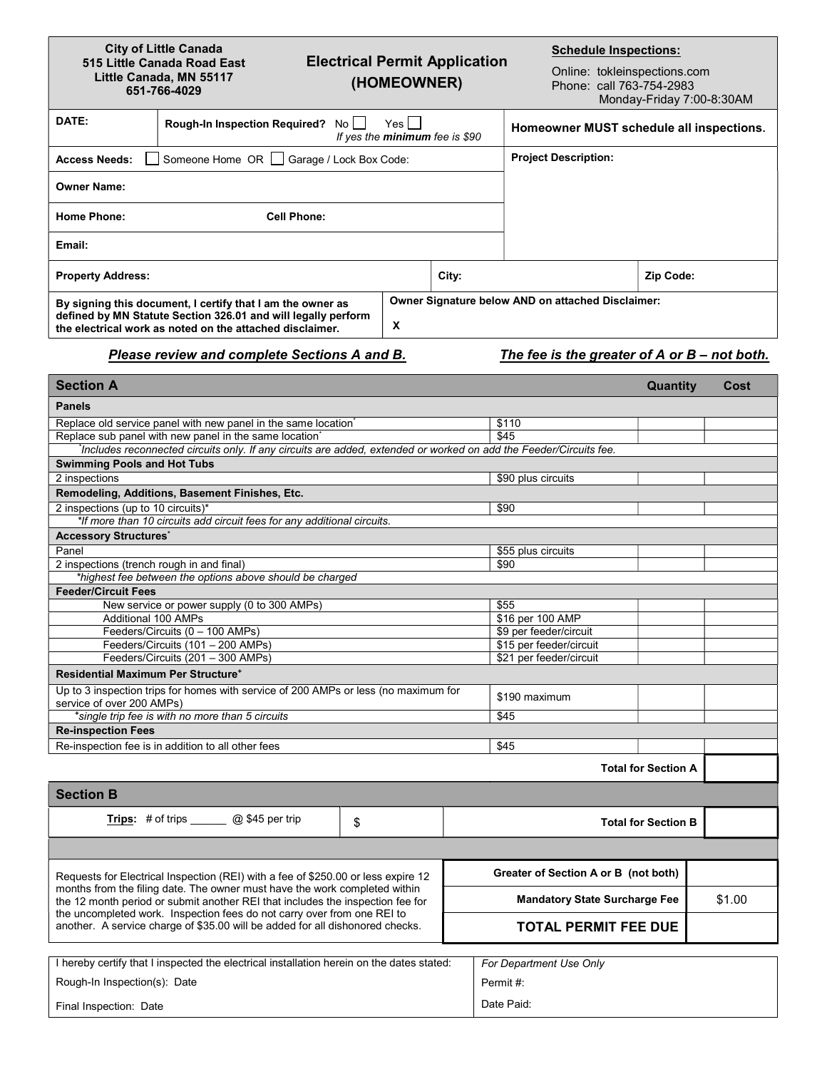**City of Little Canada**
**515 Little Canada Road East**
**Little Canada, MN 55117**
**651-766-4029**

# Electrical Permit Application (HOMEOWNER)

**Schedule Inspections:**
Online: tokleinspections.com
Phone: call 763-754-2983
Monday-Friday 7:00-8:30AM

| | | |
|---|---|---|
| **DATE:** | **Rough-In Inspection Required?** No ☐ Yes ☐ *If yes the **minimum** fee is $90* | **Homeowner MUST schedule all inspections.** |
| **Access Needs:** ☐ Someone Home OR ☐ Garage / Lock Box Code: | | **Project Description:** |
| **Owner Name:** | | |
| **Home Phone:** | **Cell Phone:** | |
| **Email:** | | |
| **Property Address:** | **City:** | **Zip Code:** |
| **By signing this document, I certify that I am the owner as defined by MN Statute Section 326.01 and will legally perform the electrical work as noted on the attached disclaimer.** | **Owner Signature below AND on attached Disclaimer:** X | |

***Please review and complete Sections A and B.*** ***The fee is the greater of A or B – not both.***

| **Section A** | | **Quantity** | **Cost** |
|---|---|---|---|
| **Panels** | | | |
| Replace old service panel with new panel in the same location* | $110 | | |
| Replace sub panel with new panel in the same location* | $45 | | |
| *Includes reconnected circuits only. If any circuits are added, extended or worked on add the Feeder/Circuits fee.* | | | |
| **Swimming Pools and Hot Tubs** | | | |
| 2 inspections | $90 plus circuits | | |
| **Remodeling, Additions, Basement Finishes, Etc.** | | | |
| 2 inspections (up to 10 circuits)* | $90 | | |
| *\*If more than 10 circuits add circuit fees for any additional circuits.* | | | |
| **Accessory Structures*** | | | |
| Panel | $55 plus circuits | | |
| 2 inspections (trench rough in and final) | $90 | | |
| *\*highest fee between the options above should be charged* | | | |
| **Feeder/Circuit Fees** | | | |
| New service or power supply (0 to 300 AMPs) | $55 | | |
| Additional 100 AMPs | $16 per 100 AMP | | |
| Feeders/Circuits (0 – 100 AMPs) | $9 per feeder/circuit | | |
| Feeders/Circuits (101 – 200 AMPs) | $15 per feeder/circuit | | |
| Feeders/Circuits (201 – 300 AMPs) | $21 per feeder/circuit | | |
| **Residential Maximum Per Structure⁺** | | | |
| Up to 3 inspection trips for homes with service of 200 AMPs or less (no maximum for service of over 200 AMPs) | $190 maximum | | |
| *⁺single trip fee is with no more than 5 circuits* | $45 | | |
| **Re-inspection Fees** | | | |
| Re-inspection fee is in addition to all other fees | $45 | | |
| | | **Total for Section A** | |

| **Section B** | | | |
|---|---|---|---|
| **Trips:** # of trips ______ @ $45 per trip | $ | **Total for Section B** | |

Requests for Electrical Inspection (REI) with a fee of $250.00 or less expire 12 months from the filing date. The owner must have the work completed within the 12 month period or submit another REI that includes the inspection fee for the uncompleted work. Inspection fees do not carry over from one REI to another. A service charge of $35.00 will be added for all dishonored checks.

| | |
|---|---|
| **Greater of Section A or B (not both)** | |
| **Mandatory State Surcharge Fee** | $1.00 |
| **TOTAL PERMIT FEE DUE** | |

| | |
|---|---|
| I hereby certify that I inspected the electrical installation herein on the dates stated: | *For Department Use Only* |
| Rough-In Inspection(s): Date | Permit #: |
| Final Inspection: Date | Date Paid: |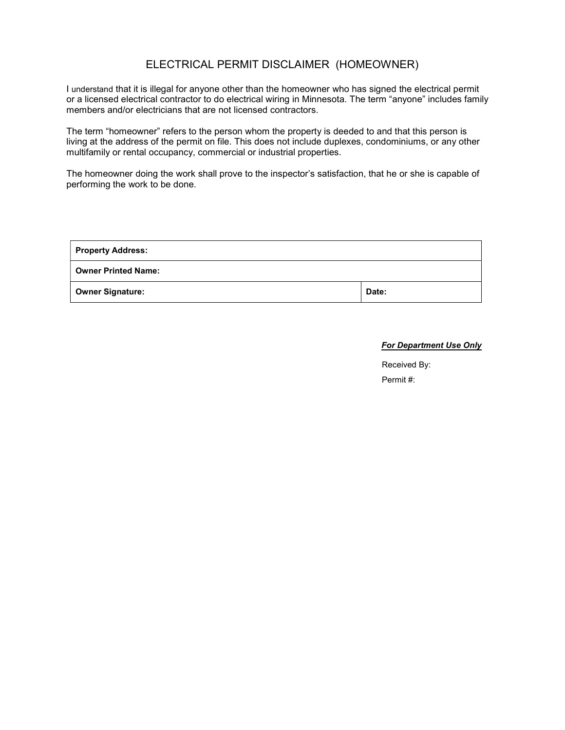# ELECTRICAL PERMIT DISCLAIMER (HOMEOWNER)

I understand that it is illegal for anyone other than the homeowner who has signed the electrical permit or a licensed electrical contractor to do electrical wiring in Minnesota. The term "anyone" includes family members and/or electricians that are not licensed contractors.

The term "homeowner" refers to the person whom the property is deeded to and that this person is living at the address of the permit on file. This does not include duplexes, condominiums, or any other multifamily or rental occupancy, commercial or industrial properties.

The homeowner doing the work shall prove to the inspector's satisfaction, that he or she is capable of performing the work to be done.

| | |
|---|---|
| **Property Address:** | |
| **Owner Printed Name:** | |
| **Owner Signature:** | **Date:** |

***For Department Use Only***

Received By:

Permit #: